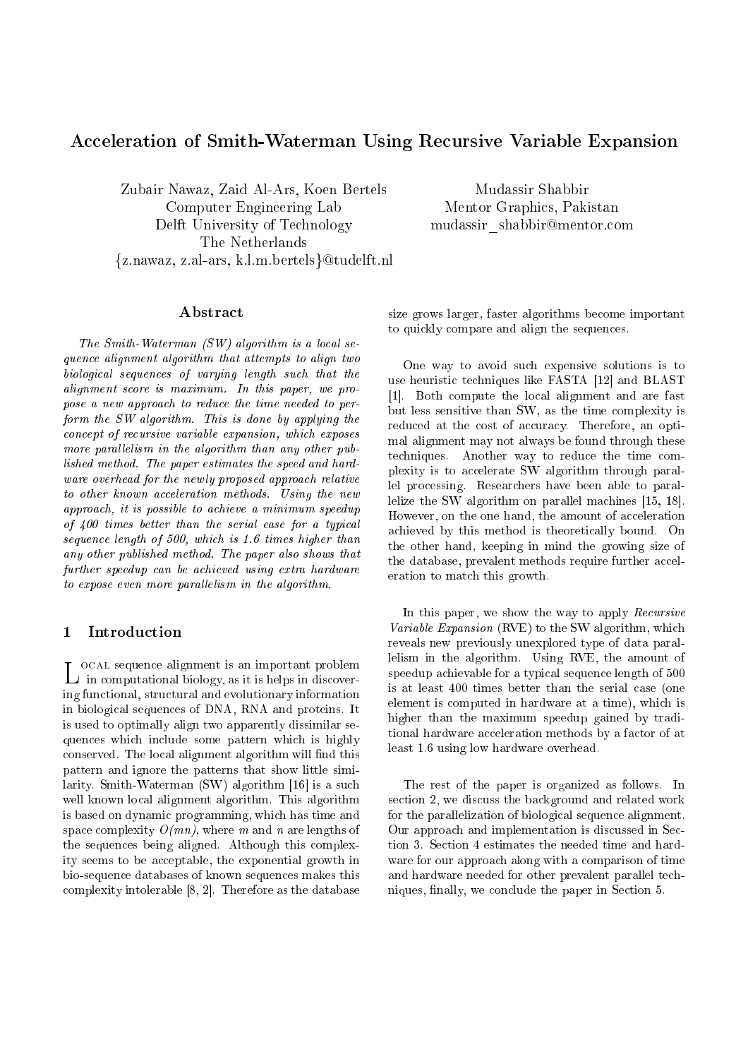# Acceleration of Smith-Waterman Using Recursive Variable Expansion

Zubair Nawaz, Zaid Al-Ars, Koen Bertels
Computer Engineering Lab
Delft University of Technology
The Netherlands
{z.nawaz, z.al-ars, k.l.m.bertels}@tudelft.nl

Mudassir Shabbir
Mentor Graphics, Pakistan
mudassir_shabbir@mentor.com

## Abstract

*The Smith-Waterman (SW) algorithm is a local sequence alignment algorithm that attempts to align two biological sequences of varying length such that the alignment score is maximum. In this paper, we propose a new approach to reduce the time needed to perform the SW algorithm. This is done by applying the concept of recursive variable expansion, which exposes more parallelism in the algorithm than any other published method. The paper estimates the speed and hardware overhead for the newly proposed approach relative to other known acceleration methods. Using the new approach, it is possible to achieve a minimum speedup of 400 times better than the serial case for a typical sequence length of 500, which is 1.6 times higher than any other published method. The paper also shows that further speedup can be achieved using extra hardware to expose even more parallelism in the algorithm.*

## 1 Introduction

Local sequence alignment is an important problem in computational biology, as it is helps in discovering functional, structural and evolutionary information in biological sequences of DNA, RNA and proteins. It is used to optimally align two apparently dissimilar sequences which include some pattern which is highly conserved. The local alignment algorithm will find this pattern and ignore the patterns that show little similarity. Smith-Waterman (SW) algorithm [16] is a such well known local alignment algorithm. This algorithm is based on dynamic programming, which has time and space complexity $O(mn)$, where $m$ and $n$ are lengths of the sequences being aligned. Although this complexity seems to be acceptable, the exponential growth in bio-sequence databases of known sequences makes this complexity intolerable [8, 2]. Therefore as the database size grows larger, faster algorithms become important to quickly compare and align the sequences.

One way to avoid such expensive solutions is to use heuristic techniques like FASTA [12] and BLAST [1]. Both compute the local alignment and are fast but less sensitive than SW, as the time complexity is reduced at the cost of accuracy. Therefore, an optimal alignment may not always be found through these techniques. Another way to reduce the time complexity is to accelerate SW algorithm through parallel processing. Researchers have been able to parallelize the SW algorithm on parallel machines [15, 18]. However, on the one hand, the amount of acceleration achieved by this method is theoretically bound. On the other hand, keeping in mind the growing size of the database, prevalent methods require further acceleration to match this growth.

In this paper, we show the way to apply *Recursive Variable Expansion* (RVE) to the SW algorithm, which reveals new previously unexplored type of data parallelism in the algorithm. Using RVE, the amount of speedup achievable for a typical sequence length of 500 is at least 400 times better than the serial case (one element is computed in hardware at a time), which is higher than the maximum speedup gained by traditional hardware acceleration methods by a factor of at least 1.6 using low hardware overhead.

The rest of the paper is organized as follows. In section 2, we discuss the background and related work for the parallelization of biological sequence alignment. Our approach and implementation is discussed in Section 3. Section 4 estimates the needed time and hardware for our approach along with a comparison of time and hardware needed for other prevalent parallel techniques, finally, we conclude the paper in Section 5.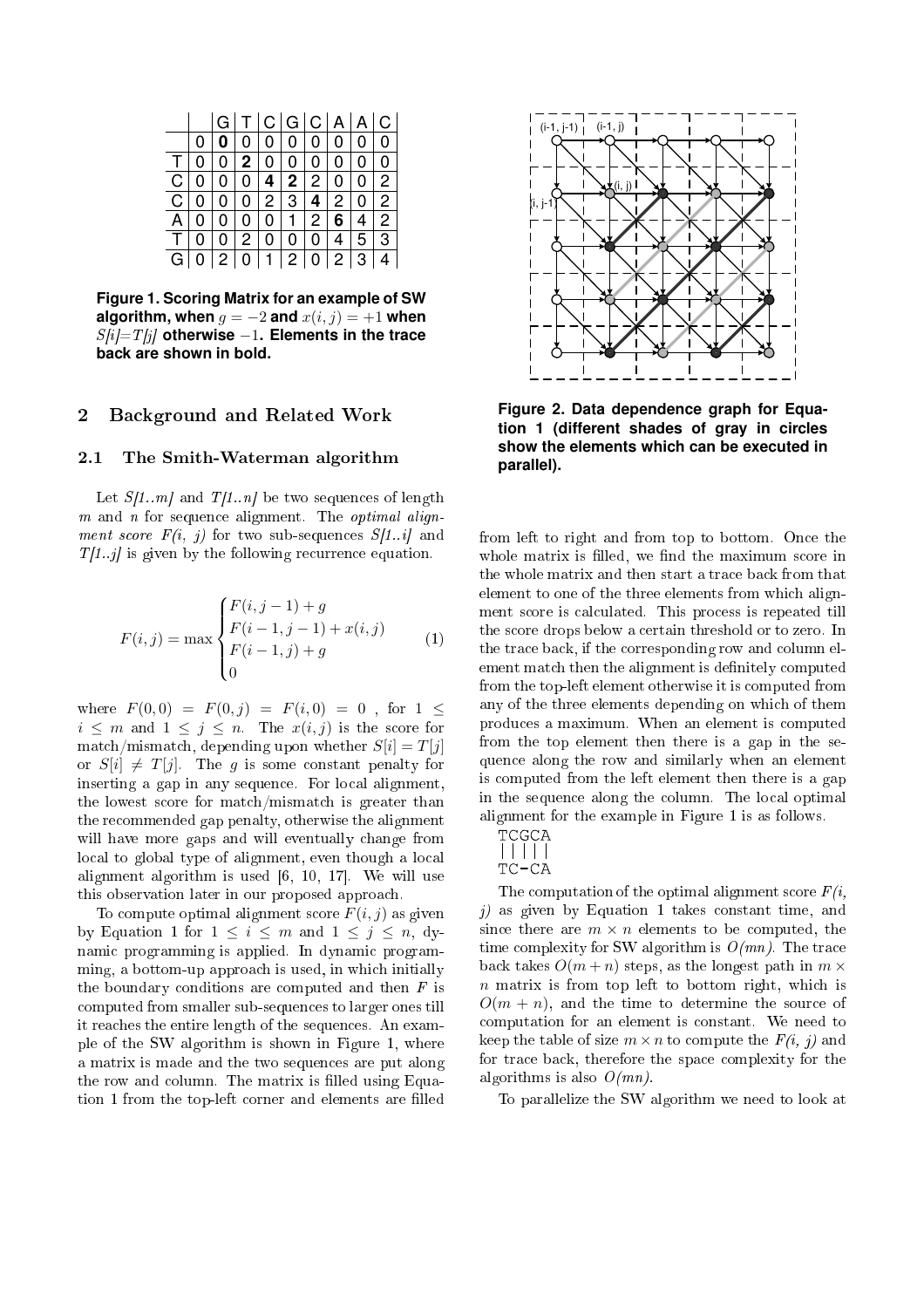|   |   | G | T | C | G | C | A | A | C |
|---|---|---|---|---|---|---|---|---|---|
|   | 0 | **0** | 0 | 0 | 0 | 0 | 0 | 0 | 0 |
| T | 0 | 0 | **2** | 0 | 0 | 0 | 0 | 0 | 0 |
| C | 0 | 0 | 0 | **4** | **2** | 2 | 0 | 0 | 2 |
| C | 0 | 0 | 0 | 2 | 3 | **4** | 2 | 0 | 2 |
| A | 0 | 0 | 0 | 0 | 1 | 2 | **6** | 4 | 2 |
| T | 0 | 0 | 2 | 0 | 0 | 0 | 4 | 5 | 3 |
| G | 0 | 2 | 0 | 1 | 2 | 0 | 2 | 3 | 4 |

**Figure 1. Scoring Matrix for an example of SW algorithm, when $g = -2$ and $x(i, j) = +1$ when $S[i]=T[j]$ otherwise $-1$. Elements in the trace back are shown in bold.**

## 2 Background and Related Work

### 2.1 The Smith-Waterman algorithm

Let *S[1..m]* and *T[1..n]* be two sequences of length $m$ and $n$ for sequence alignment. The *optimal alignment score F(i, j)* for two sub-sequences *S[1..i]* and *T[1..j]* is given by the following recurrence equation.

$$F(i,j) = \max \begin{cases} F(i,j-1) + g \\ F(i-1,j-1) + x(i,j) \\ F(i-1,j) + g \\ 0 \end{cases} \quad (1)$$

where $F(0,0) = F(0,j) = F(i,0) = 0$ , for $1 \leq i \leq m$ and $1 \leq j \leq n$. The $x(i,j)$ is the score for match/mismatch, depending upon whether $S[i] = T[j]$ or $S[i] \neq T[j]$. The $g$ is some constant penalty for inserting a gap in any sequence. For local alignment, the lowest score for match/mismatch is greater than the recommended gap penalty, otherwise the alignment will have more gaps and will eventually change from local to global type of alignment, even though a local alignment algorithm is used [6, 10, 17]. We will use this observation later in our proposed approach.

To compute optimal alignment score $F(i,j)$ as given by Equation 1 for $1 \leq i \leq m$ and $1 \leq j \leq n$, dynamic programming is applied. In dynamic programming, a bottom-up approach is used, in which initially the boundary conditions are computed and then $F$ is computed from smaller sub-sequences to larger ones till it reaches the entire length of the sequences. An example of the SW algorithm is shown in Figure 1, where a matrix is made and the two sequences are put along the row and column. The matrix is filled using Equation 1 from the top-left corner and elements are filled from left to right and from top to bottom. Once the whole matrix is filled, we find the maximum score in the whole matrix and then start a trace back from that element to one of the three elements from which alignment score is calculated. This process is repeated till the score drops below a certain threshold or to zero. In the trace back, if the corresponding row and column element match then the alignment is definitely computed from the top-left element otherwise it is computed from any of the three elements depending on which of them produces a maximum. When an element is computed from the top element then there is a gap in the sequence along the row and similarly when an element is computed from the left element then there is a gap in the sequence along the column. The local optimal alignment for the example in Figure 1 is as follows.

```
TCGCA
|||||
TC-CA
```

**Figure 2. Data dependence graph for Equation 1 (different shades of gray in circles show the elements which can be executed in parallel).**

The computation of the optimal alignment score *F(i, j)* as given by Equation 1 takes constant time, and since there are $m \times n$ elements to be computed, the time complexity for SW algorithm is *O(mn)*. The trace back takes $O(m+n)$ steps, as the longest path in $m \times n$ matrix is from top left to bottom right, which is $O(m+n)$, and the time to determine the source of computation for an element is constant. We need to keep the table of size $m \times n$ to compute the *F(i, j)* and for trace back, therefore the space complexity for the algorithms is also *O(mn)*.

To parallelize the SW algorithm we need to look at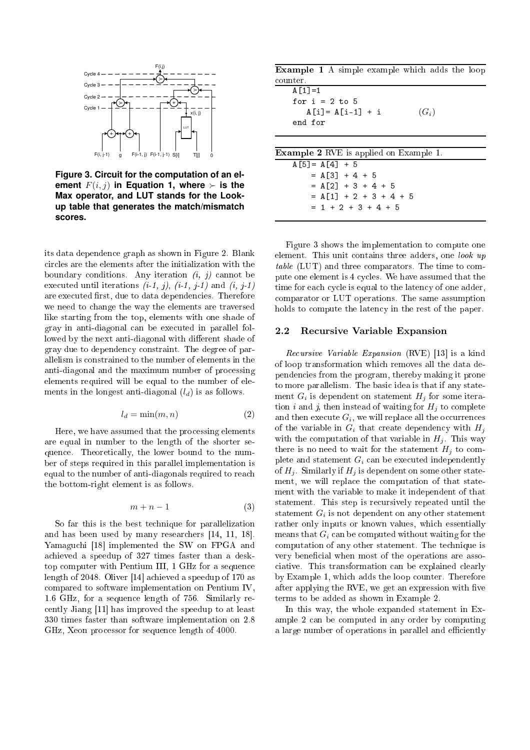**Figure 3. Circuit for the computation of an element $F(i,j)$ in Equation 1, where $\succ$ is the Max operator, and LUT stands for the Look-up table that generates the match/mismatch scores.**

its data dependence graph as shown in Figure 2. Blank circles are the elements after the initialization with the boundary conditions. Any iteration *(i, j)* cannot be executed until iterations *(i-1, j)*, *(i-1, j-1)* and *(i, j-1)* are executed first, due to data dependencies. Therefore we need to change the way the elements are traversed like starting from the top, elements with one shade of gray in anti-diagonal can be executed in parallel followed by the next anti-diagonal with different shade of gray due to dependency constraint. The degree of parallelism is constrained to the number of elements in the anti-diagonal and the maximum number of processing elements required will be equal to the number of elements in the longest anti-diagonal ($l_d$) is as follows.

$$l_d = \min(m, n) \tag{2}$$

Here, we have assumed that the processing elements are equal in number to the length of the shorter sequence. Theoretically, the lower bound to the number of steps required in this parallel implementation is equal to the number of anti-diagonals required to reach the bottom-right element is as follows.

$$m + n - 1 \tag{3}$$

So far this is the best technique for parallelization and has been used by many researchers [14, 11, 18]. Yamaguchi [18] implemented the SW on FPGA and achieved a speedup of 327 times faster than a desktop computer with Pentium III, 1 GHz for a sequence length of 2048. Oliver [14] achieved a speedup of 170 as compared to software implementation on Pentium IV, 1.6 GHz, for a sequence length of 756. Similarly recently Jiang [11] has improved the speedup to at least 330 times faster than software implementation on 2.8 GHz, Xeon processor for sequence length of 4000.

**Example 1** A simple example which adds the loop counter.

```
A[1]=1
for i = 2 to 5
   A[i]= A[i-1] + i          (G_i)
end for
```

**Example 2** RVE is applied on Example 1.

```
A[5]= A[4] + 5
    = A[3] + 4 + 5
    = A[2] + 3 + 4 + 5
    = A[1] + 2 + 3 + 4 + 5
    = 1 + 2 + 3 + 4 + 5
```

Figure 3 shows the implementation to compute one element. This unit contains three adders, one *look up table* (LUT) and three comparators. The time to compute one element is 4 cycles. We have assumed that the time for each cycle is equal to the latency of one adder, comparator or LUT operations. The same assumption holds to compute the latency in the rest of the paper.

### 2.2 Recursive Variable Expansion

*Recursive Variable Expansion* (RVE) [13] is a kind of loop transformation which removes all the data dependencies from the program, thereby making it prone to more parallelism. The basic idea is that if any statement $G_i$ is dependent on statement $H_j$ for some iteration $i$ and $j$, then instead of waiting for $H_j$ to complete and then execute $G_i$, we will replace all the occurrences of the variable in $G_i$ that create dependency with $H_j$ with the computation of that variable in $H_j$. This way there is no need to wait for the statement $H_j$ to complete and statement $G_i$ can be executed independently of $H_j$. Similarly if $H_j$ is dependent on some other statement, we will replace the computation of that statement with the variable to make it independent of that statement. This step is recursively repeated until the statement $G_i$ is not dependent on any other statement rather only inputs or known values, which essentially means that $G_i$ can be computed without waiting for the computation of any other statement. The technique is very beneficial when most of the operations are associative. This transformation can be explained clearly by Example 1, which adds the loop counter. Therefore after applying the RVE, we get an expression with five terms to be added as shown in Example 2.

In this way, the whole expanded statement in Example 2 can be computed in any order by computing a large number of operations in parallel and efficiently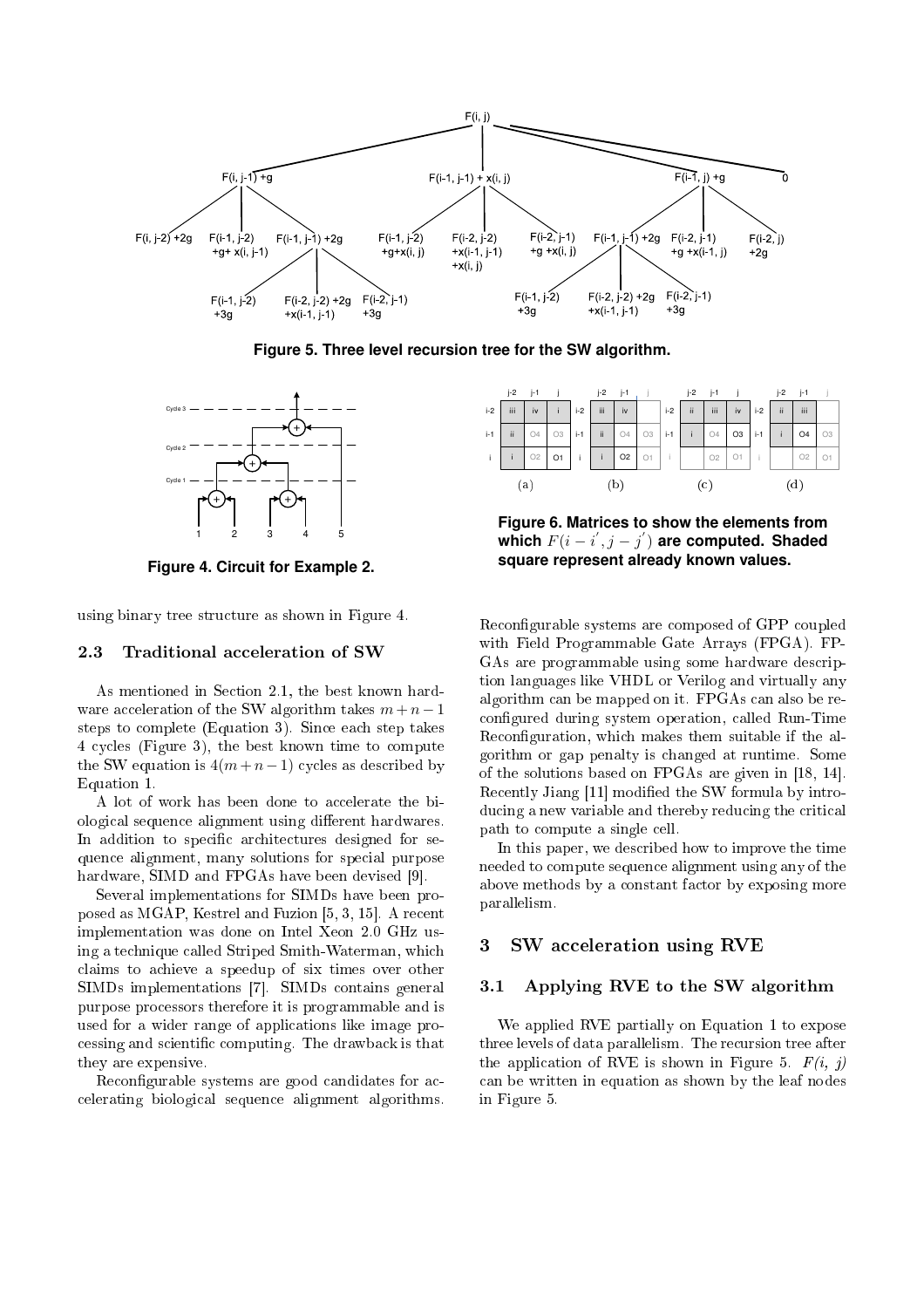Figure 5. Three level recursion tree for the SW algorithm.

Figure 4. Circuit for Example 2.

Figure 6. Matrices to show the elements from which $F(i-i^{'}, j-j^{'})$ are computed. Shaded square represent already known values.

using binary tree structure as shown in Figure 4.

### 2.3 Traditional acceleration of SW

As mentioned in Section 2.1, the best known hardware acceleration of the SW algorithm takes $m+n-1$ steps to complete (Equation 3). Since each step takes 4 cycles (Figure 3), the best known time to compute the SW equation is $4(m+n-1)$ cycles as described by Equation 1.

A lot of work has been done to accelerate the biological sequence alignment using different hardwares. In addition to specific architectures designed for sequence alignment, many solutions for special purpose hardware, SIMD and FPGAs have been devised [9].

Several implementations for SIMDs have been proposed as MGAP, Kestrel and Fuzion [5, 3, 15]. A recent implementation was done on Intel Xeon 2.0 GHz using a technique called Striped Smith-Waterman, which claims to achieve a speedup of six times over other SIMDs implementations [7]. SIMDs contains general purpose processors therefore it is programmable and is used for a wider range of applications like image processing and scientific computing. The drawback is that they are expensive.

Reconfigurable systems are good candidates for accelerating biological sequence alignment algorithms. Reconfigurable systems are composed of GPP coupled with Field Programmable Gate Arrays (FPGA). FPGAs are programmable using some hardware description languages like VHDL or Verilog and virtually any algorithm can be mapped on it. FPGAs can also be reconfigured during system operation, called Run-Time Reconfiguration, which makes them suitable if the algorithm or gap penalty is changed at runtime. Some of the solutions based on FPGAs are given in [18, 14]. Recently Jiang [11] modified the SW formula by introducing a new variable and thereby reducing the critical path to compute a single cell.

In this paper, we described how to improve the time needed to compute sequence alignment using any of the above methods by a constant factor by exposing more parallelism.

## 3 SW acceleration using RVE

### 3.1 Applying RVE to the SW algorithm

We applied RVE partially on Equation 1 to expose three levels of data parallelism. The recursion tree after the application of RVE is shown in Figure 5. *F(i, j)* can be written in equation as shown by the leaf nodes in Figure 5.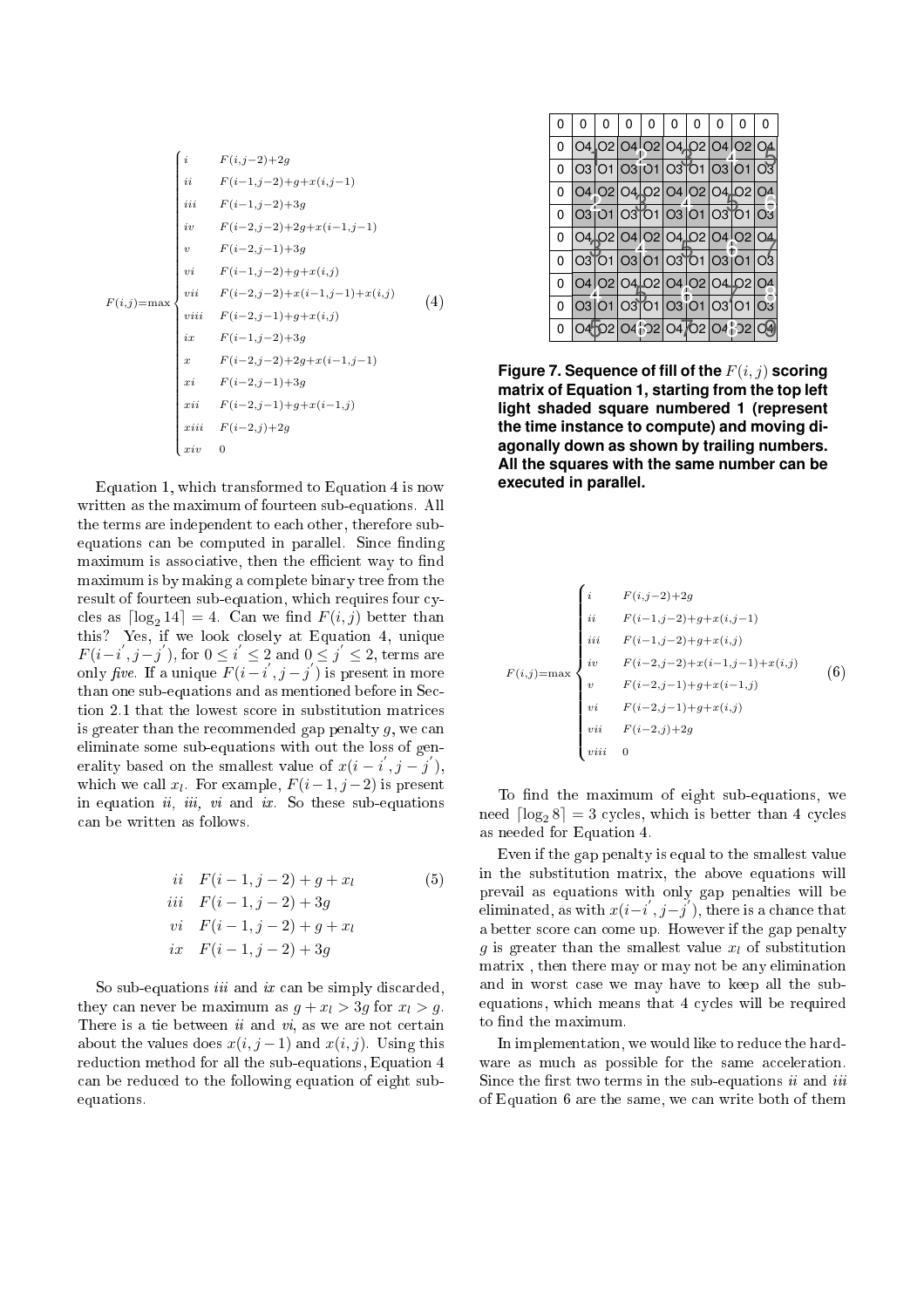$$
F(i,j)=\max
\begin{cases}
i & F(i,j-2)+2g \\
ii & F(i-1,j-2)+g+x(i,j-1) \\
iii & F(i-1,j-2)+3g \\
iv & F(i-2,j-2)+2g+x(i-1,j-1) \\
v & F(i-2,j-1)+3g \\
vi & F(i-1,j-2)+g+x(i,j) \\
vii & F(i-2,j-2)+x(i-1,j-1)+x(i,j) \\
viii & F(i-2,j-1)+g+x(i,j) \\
ix & F(i-1,j-2)+3g \\
x & F(i-2,j-2)+2g+x(i-1,j-1) \\
xi & F(i-2,j-1)+3g \\
xii & F(i-2,j-1)+g+x(i-1,j) \\
xiii & F(i-2,j)+2g \\
xiv & 0
\end{cases}
\tag{4}
$$

Equation 1, which transformed to Equation 4 is now written as the maximum of fourteen sub-equations. All the terms are independent to each other, therefore sub-equations can be computed in parallel. Since finding maximum is associative, then the efficient way to find maximum is by making a complete binary tree from the result of fourteen sub-equation, which requires four cycles as $\lceil \log_2 14 \rceil = 4$. Can we find $F(i,j)$ better than this? Yes, if we look closely at Equation 4, unique $F(i-i^{'}, j-j^{'})$, for $0 \leq i^{'} \leq 2$ and $0 \leq j^{'} \leq 2$, terms are only *five*. If a unique $F(i-i^{'}, j-j^{'})$ is present in more than one sub-equations and as mentioned before in Section 2.1 that the lowest score in substitution matrices is greater than the recommended gap penalty $g$, we can eliminate some sub-equations with out the loss of generality based on the smallest value of $x(i-i^{'}, j-j^{'})$, which we call $x_l$. For example, $F(i-1, j-2)$ is present in equation *ii, iii, vi* and *ix*. So these sub-equations can be written as follows.

$$
\begin{aligned}
ii \quad & F(i-1,j-2)+g+x_l \\
iii \quad & F(i-1,j-2)+3g \\
vi \quad & F(i-1,j-2)+g+x_l \\
ix \quad & F(i-1,j-2)+3g
\end{aligned}
\tag{5}
$$

So sub-equations *iii* and *ix* can be simply discarded, they can never be maximum as $g + x_l > 3g$ for $x_l > g$. There is a tie between *ii* and *vi*, as we are not certain about the values does $x(i, j-1)$ and $x(i,j)$. Using this reduction method for all the sub-equations, Equation 4 can be reduced to the following equation of eight sub-equations.

| 0 | 0 | 0 | 0 | 0 | 0 | 0 | 0 | 0 | 0 |
|---|---|---|---|---|---|---|---|---|---|
| 0 | O4 | O2 | O4 | O2 | O4 | O2 | O4 | O2 | O4 |
| 0 | O3 | O1 | O3 | O1 | O3 | O1 | O3 | O1 | O3 |
| 0 | O4 | O2 | O4 | O2 | O4 | O2 | O4 | O2 | O4 |
| 0 | O3 | O1 | O3 | O1 | O3 | O1 | O3 | O1 | O3 |
| 0 | O4 | O2 | O4 | O2 | O4 | O2 | O4 | O2 | O4 |
| 0 | O3 | O1 | O3 | O1 | O3 | O1 | O3 | O1 | O3 |
| 0 | O4 | O2 | O4 | O2 | O4 | O2 | O4 | O2 | O4 |
| 0 | O3 | O1 | O3 | O1 | O3 | O1 | O3 | O1 | O3 |
| 0 | O4 | O2 | O4 | O2 | O4 | O2 | O4 | O2 | O4 |

**Figure 7. Sequence of fill of the $F(i,j)$ scoring matrix of Equation 1, starting from the top left light shaded square numbered 1 (represent the time instance to compute) and moving diagonally down as shown by trailing numbers. All the squares with the same number can be executed in parallel.**

$$
F(i,j)=\max
\begin{cases}
i & F(i,j-2)+2g \\
ii & F(i-1,j-2)+g+x(i,j-1) \\
iii & F(i-1,j-2)+g+x(i,j) \\
iv & F(i-2,j-2)+x(i-1,j-1)+x(i,j) \\
v & F(i-2,j-1)+g+x(i-1,j) \\
vi & F(i-2,j-1)+g+x(i,j) \\
vii & F(i-2,j)+2g \\
viii & 0
\end{cases}
\tag{6}
$$

To find the maximum of eight sub-equations, we need $\lceil \log_2 8 \rceil = 3$ cycles, which is better than 4 cycles as needed for Equation 4.

Even if the gap penalty is equal to the smallest value in the substitution matrix, the above equations will prevail as equations with only gap penalties will be eliminated, as with $x(i-i^{'}, j-j^{'})$, there is a chance that a better score can come up. However if the gap penalty $g$ is greater than the smallest value $x_l$ of substitution matrix , then there may or may not be any elimination and in worst case we may have to keep all the sub-equations, which means that 4 cycles will be required to find the maximum.

In implementation, we would like to reduce the hardware as much as possible for the same acceleration. Since the first two terms in the sub-equations *ii* and *iii* of Equation 6 are the same, we can write both of them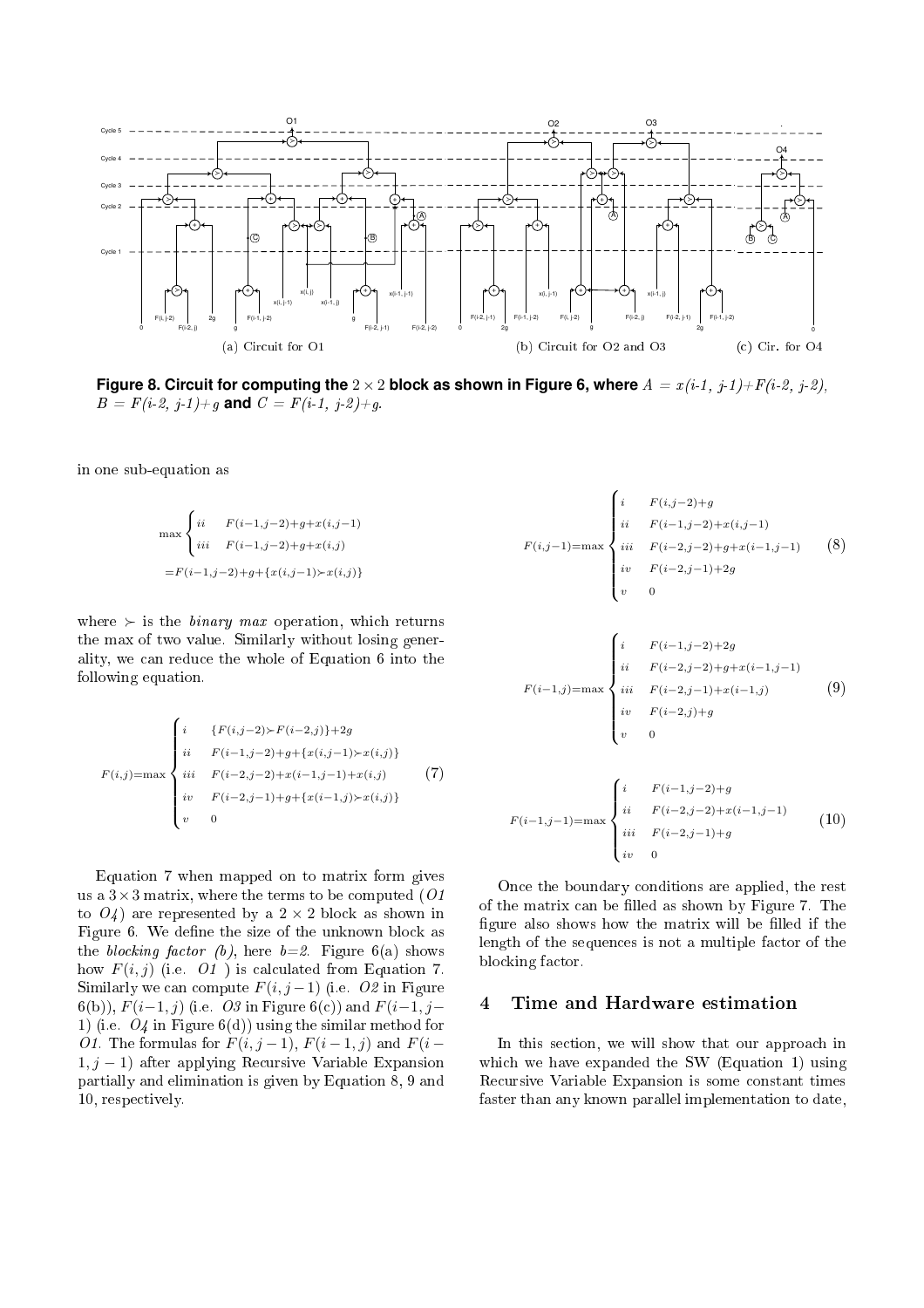(a) Circuit for O1 (b) Circuit for O2 and O3 (c) Cir. for O4

**Figure 8. Circuit for computing the $2 \times 2$ block as shown in Figure 6, where** $A$ = *x(i-1, j-1)+F(i-2, j-2)*, $B$ = *F(i-2, j-1)+g* **and** $C$ = *F(i-1, j-2)+g*.

in one sub-equation as

$$\max \begin{cases} ii & F(i-1,j-2)+g+x(i,j-1) \\ iii & F(i-1,j-2)+g+x(i,j) \end{cases}$$

$$= F(i-1,j-2)+g+\{x(i,j-1) \succ x(i,j)\}$$

where $\succ$ is the *binary max* operation, which returns the max of two value. Similarly without losing generality, we can reduce the whole of Equation 6 into the following equation.

$$F(i,j) = \max \begin{cases} i & \{F(i,j-2) \succ F(i-2,j)\}+2g \\ ii & F(i-1,j-2)+g+\{x(i,j-1) \succ x(i,j)\} \\ iii & F(i-2,j-2)+x(i-1,j-1)+x(i,j) \\ iv & F(i-2,j-1)+g+\{x(i-1,j) \succ x(i,j)\} \\ v & 0 \end{cases} \tag{7}$$

Equation 7 when mapped on to matrix form gives us a $3 \times 3$ matrix, where the terms to be computed (*O1* to *O4*) are represented by a $2 \times 2$ block as shown in Figure 6. We define the size of the unknown block as the *blocking factor (b)*, here *b=2*. Figure 6(a) shows how $F(i,j)$ (i.e. *O1* ) is calculated from Equation 7. Similarly we can compute $F(i, j-1)$ (i.e. *O2* in Figure 6(b)), $F(i-1, j)$ (i.e. *O3* in Figure 6(c)) and $F(i-1, j-1)$ (i.e. *O4* in Figure 6(d)) using the similar method for *O1*. The formulas for $F(i, j-1)$, $F(i-1, j)$ and $F(i-1, j-1)$ after applying Recursive Variable Expansion partially and elimination is given by Equation 8, 9 and 10, respectively.

$$F(i,j-1) = \max \begin{cases} i & F(i,j-2)+g \\ ii & F(i-1,j-2)+x(i,j-1) \\ iii & F(i-2,j-2)+g+x(i-1,j-1) \\ iv & F(i-2,j-1)+2g \\ v & 0 \end{cases} \tag{8}$$

$$F(i-1,j) = \max \begin{cases} i & F(i-1,j-2)+2g \\ ii & F(i-2,j-2)+g+x(i-1,j-1) \\ iii & F(i-2,j-1)+x(i-1,j) \\ iv & F(i-2,j)+g \\ v & 0 \end{cases} \tag{9}$$

$$F(i-1,j-1) = \max \begin{cases} i & F(i-1,j-2)+g \\ ii & F(i-2,j-2)+x(i-1,j-1) \\ iii & F(i-2,j-1)+g \\ iv & 0 \end{cases} \tag{10}$$

Once the boundary conditions are applied, the rest of the matrix can be filled as shown by Figure 7. The figure also shows how the matrix will be filled if the length of the sequences is not a multiple factor of the blocking factor.

## 4 Time and Hardware estimation

In this section, we will show that our approach in which we have expanded the SW (Equation 1) using Recursive Variable Expansion is some constant times faster than any known parallel implementation to date,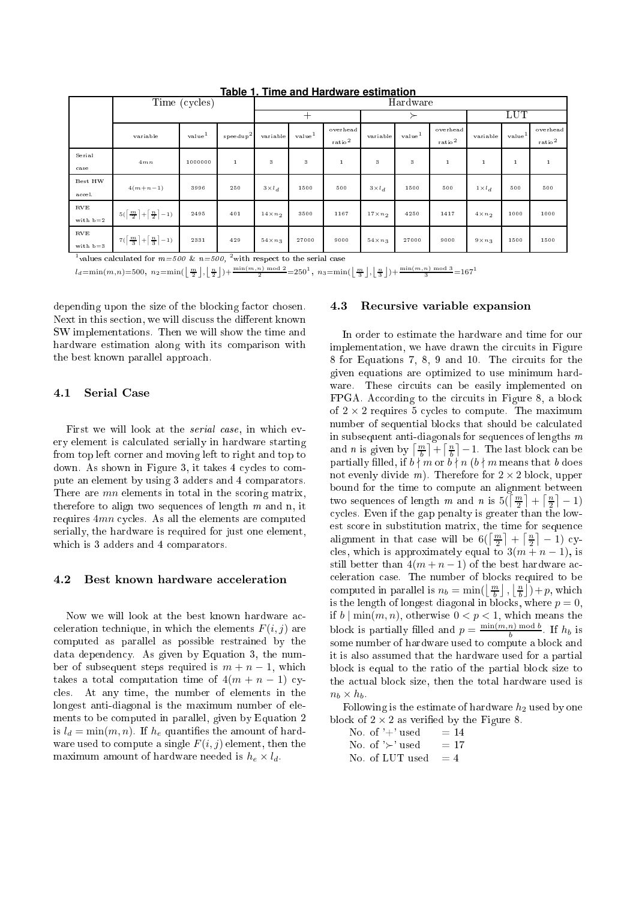**Table 1. Time and Hardware estimation**

| | Time (cycles) | | | Hardware | | | | | | | | |
|---|---|---|---|---|---|---|---|---|---|---|---|---|
| | | | | + | | | $\succ$ | | | LUT | | |
| | variable | value[1] | speedup[2] | variable | value[1] | overhead ratio[2] | variable | value[1] | overhead ratio[2] | variable | value[1] | overhead ratio[2] |
| Serial case | $4mn$ | 1000000 | 1 | 3 | 3 | 1 | 3 | 3 | 1 | 1 | 1 | 1 |
| Best HW accel. | $4(m+n-1)$ | 3996 | 250 | $3\times l_d$ | 1500 | 500 | $3\times l_d$ | 1500 | 500 | $1\times l_d$ | 500 | 500 |
| RVE with b=2 | $5(\lceil \frac{m}{2} \rceil + \lceil \frac{n}{2} \rceil -1)$ | 2495 | 401 | $14\times n_2$ | 3500 | 1167 | $17\times n_2$ | 4250 | 1417 | $4\times n_2$ | 1000 | 1000 |
| RVE with b=3 | $7(\lceil \frac{m}{3} \rceil + \lceil \frac{n}{3} \rceil -1)$ | 2331 | 429 | $54\times n_3$ | 27000 | 9000 | $54\times n_3$ | 27000 | 9000 | $9\times n_3$ | 1500 | 1500 |

[1]values calculated for $m$=500 & $n$=500, [2]with respect to the serial case

$l_d = \min(m,n) = 500$, $n_2 = \min(\lfloor \frac{m}{2} \rfloor, \lfloor \frac{n}{2} \rfloor) + \frac{\min(m,n) \bmod 2}{2} = 250$[1], $n_3 = \min(\lfloor \frac{m}{3} \rfloor, \lfloor \frac{n}{3} \rfloor) + \frac{\min(m,n) \bmod 3}{3} = 167$[1]

depending upon the size of the blocking factor chosen. Next in this section, we will discuss the different known SW implementations. Then we will show the time and hardware estimation along with its comparison with the best known parallel approach.

### 4.1 Serial Case

First we will look at the *serial case*, in which every element is calculated serially in hardware starting from top left corner and moving left to right and top to down. As shown in Figure 3, it takes 4 cycles to compute an element by using 3 adders and 4 comparators. There are $mn$ elements in total in the scoring matrix, therefore to align two sequences of length $m$ and n, it requires $4mn$ cycles. As all the elements are computed serially, the hardware is required for just one element, which is 3 adders and 4 comparators.

### 4.2 Best known hardware acceleration

Now we will look at the best known hardware acceleration technique, in which the elements $F(i,j)$ are computed as parallel as possible restrained by the data dependency. As given by Equation 3, the number of subsequent steps required is $m+n-1$, which takes a total computation time of $4(m+n-1)$ cycles. At any time, the number of elements in the longest anti-diagonal is the maximum number of elements to be computed in parallel, given by Equation 2 is $l_d = \min(m,n)$. If $h_e$ quantifies the amount of hardware used to compute a single $F(i,j)$ element, then the maximum amount of hardware needed is $h_e \times l_d$.

### 4.3 Recursive variable expansion

In order to estimate the hardware and time for our implementation, we have drawn the circuits in Figure 8 for Equations 7, 8, 9 and 10. The circuits for the given equations are optimized to use minimum hardware. These circuits can be easily implemented on FPGA. According to the circuits in Figure 8, a block of $2 \times 2$ requires 5 cycles to compute. The maximum number of sequential blocks that should be calculated in subsequent anti-diagonals for sequences of lengths $m$ and $n$ is given by $\lceil \frac{m}{b} \rceil + \lceil \frac{n}{b} \rceil - 1$. The last block can be partially filled, if $b \nmid m$ or $b \nmid n$ ($b \nmid m$ means that $b$ does not evenly divide $m$). Therefore for $2 \times 2$ block, upper bound for the time to compute an alignment between two sequences of length $m$ and $n$ is $5(\lceil \frac{m}{2} \rceil + \lceil \frac{n}{2} \rceil - 1)$ cycles. Even if the gap penalty is greater than the lowest score in substitution matrix, the time for sequence alignment in that case will be $6(\lceil \frac{m}{2} \rceil + \lceil \frac{n}{2} \rceil - 1)$ cycles, which is approximately equal to $3(m+n-1)$, is still better than $4(m+n-1)$ of the best hardware acceleration case. The number of blocks required to be computed in parallel is $n_b = \min(\lfloor \frac{m}{b} \rfloor, \lfloor \frac{n}{b} \rfloor) + p$, which is the length of longest diagonal in blocks, where $p = 0$, if $b \mid \min(m,n)$, otherwise $0 < p < 1$, which means the block is partially filled and $p = \frac{\min(m,n) \bmod b}{b}$. If $h_b$ is some number of hardware used to compute a block and it is also assumed that the hardware used for a partial block is equal to the ratio of the partial block size to the actual block size, then the total hardware used is $n_b \times h_b$.

Following is the estimate of hardware $h_2$ used by one block of $2 \times 2$ as verified by the Figure 8.

No. of '+' used = 14
No. of '$\succ$' used = 17
No. of LUT used = 4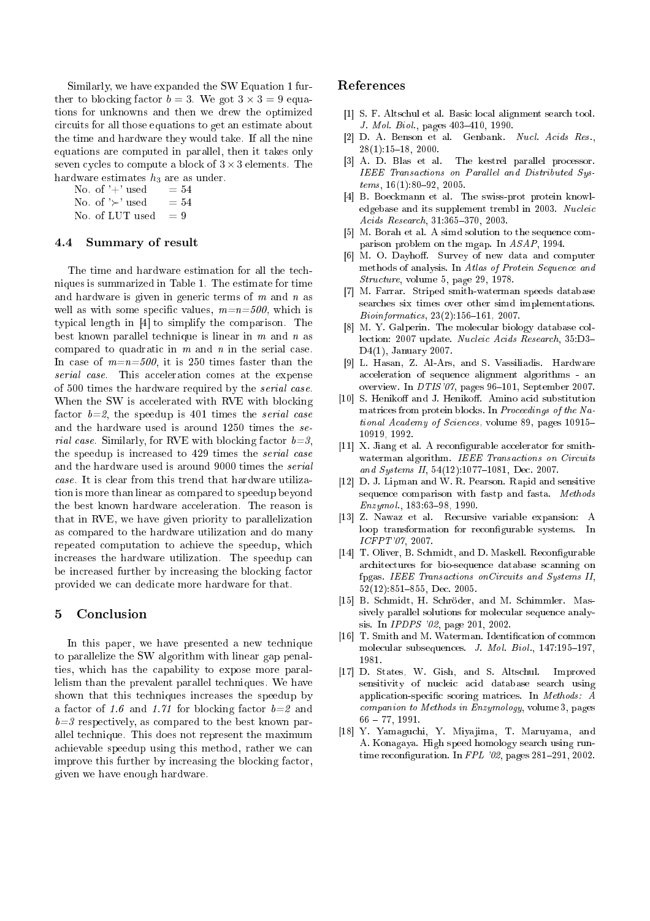Similarly, we have expanded the SW Equation 1 further to blocking factor $b = 3$. We got $3 \times 3 = 9$ equations for unknowns and then we drew the optimized circuits for all those equations to get an estimate about the time and hardware they would take. If all the nine equations are computed in parallel, then it takes only seven cycles to compute a block of $3 \times 3$ elements. The hardware estimates $h_3$ are as under.

No. of '+' used = 54
No. of '$\succ$' used = 54
No. of LUT used = 9

### 4.4 Summary of result

The time and hardware estimation for all the techniques is summarized in Table 1. The estimate for time and hardware is given in generic terms of $m$ and $n$ as well as with some specific values, *m=n=500*, which is typical length in [4] to simplify the comparison. The best known parallel technique is linear in $m$ and $n$ as compared to quadratic in $m$ and $n$ in the serial case. In case of *m=n=500*, it is 250 times faster than the *serial case*. This acceleration comes at the expense of 500 times the hardware required by the *serial case*. When the SW is accelerated with RVE with blocking factor *b=2*, the speedup is 401 times the *serial case* and the hardware used is around 1250 times the *serial case*. Similarly, for RVE with blocking factor *b=3*, the speedup is increased to 429 times the *serial case* and the hardware used is around 9000 times the *serial case*. It is clear from this trend that hardware utilization is more than linear as compared to speedup beyond the best known hardware acceleration. The reason is that in RVE, we have given priority to parallelization as compared to the hardware utilization and do many repeated computation to achieve the speedup, which increases the hardware utilization. The speedup can be increased further by increasing the blocking factor provided we can dedicate more hardware for that.

## 5 Conclusion

In this paper, we have presented a new technique to parallelize the SW algorithm with linear gap penalties, which has the capability to expose more parallelism than the prevalent parallel techniques. We have shown that this techniques increases the speedup by a factor of *1.6* and *1.71* for blocking factor *b=2* and *b=3* respectively, as compared to the best known parallel technique. This does not represent the maximum achievable speedup using this method, rather we can improve this further by increasing the blocking factor, given we have enough hardware.

## References

[1] S. F. Altschul et al. Basic local alignment search tool. *J. Mol. Biol.*, pages 403–410, 1990.

[2] D. A. Benson et al. Genbank. *Nucl. Acids Res.*, 28(1):15–18, 2000.

[3] A. D. Blas et al. The kestrel parallel processor. *IEEE Transactions on Parallel and Distributed Systems*, 16(1):80–92, 2005.

[4] B. Boeckmann et al. The swiss-prot protein knowledgebase and its supplement trembl in 2003. *Nucleic Acids Research*, 31:365–370, 2003.

[5] M. Borah et al. A simd solution to the sequence comparison problem on the mgap. In *ASAP*, 1994.

[6] M. O. Dayhoff. Survey of new data and computer methods of analysis. In *Atlas of Protein Sequence and Structure*, volume 5, page 29, 1978.

[7] M. Farrar. Striped smith-waterman speeds database searches six times over other simd implementations. *Bioinformatics*, 23(2):156–161, 2007.

[8] M. Y. Galperin. The molecular biology database collection: 2007 update. *Nucleic Acids Research*, 35:D3–D4(1), January 2007.

[9] L. Hasan, Z. Al-Ars, and S. Vassiliadis. Hardware acceleration of sequence alignment algorithms - an overview. In *DTIS'07*, pages 96–101, September 2007.

[10] S. Henikoff and J. Henikoff. Amino acid substitution matrices from protein blocks. In *Proceedings of the National Academy of Sciences*, volume 89, pages 10915–10919, 1992.

[11] X. Jiang et al. A reconfigurable accelerator for smith-waterman algorithm. *IEEE Transactions on Circuits and Systems II*, 54(12):1077–1081, Dec. 2007.

[12] D. J. Lipman and W. R. Pearson. Rapid and sensitive sequence comparison with fastp and fasta. *Methods Enzymol.*, 183:63–98, 1990.

[13] Z. Nawaz et al. Recursive variable expansion: A loop transformation for reconfigurable systems. In *ICFPT'07*, 2007.

[14] T. Oliver, B. Schmidt, and D. Maskell. Reconfigurable architectures for bio-sequence database scanning on fpgas. *IEEE Transactions onCircuits and Systems II*, 52(12):851–855, Dec. 2005.

[15] B. Schmidt, H. Schröder, and M. Schimmler. Massively parallel solutions for molecular sequence analysis. In *IPDPS '02*, page 201, 2002.

[16] T. Smith and M. Waterman. Identification of common molecular subsequences. *J. Mol. Biol.*, 147:195–197, 1981.

[17] D. States, W. Gish, and S. Altschul. Improved sensitivity of nucleic acid database search using application-specific scoring matrices. In *Methods: A companion to Methods in Enzymology*, volume 3, pages 66 – 77, 1991.

[18] Y. Yamaguchi, Y. Miyajima, T. Maruyama, and A. Konagaya. High speed homology search using run-time reconfiguration. In *FPL '02*, pages 281–291, 2002.